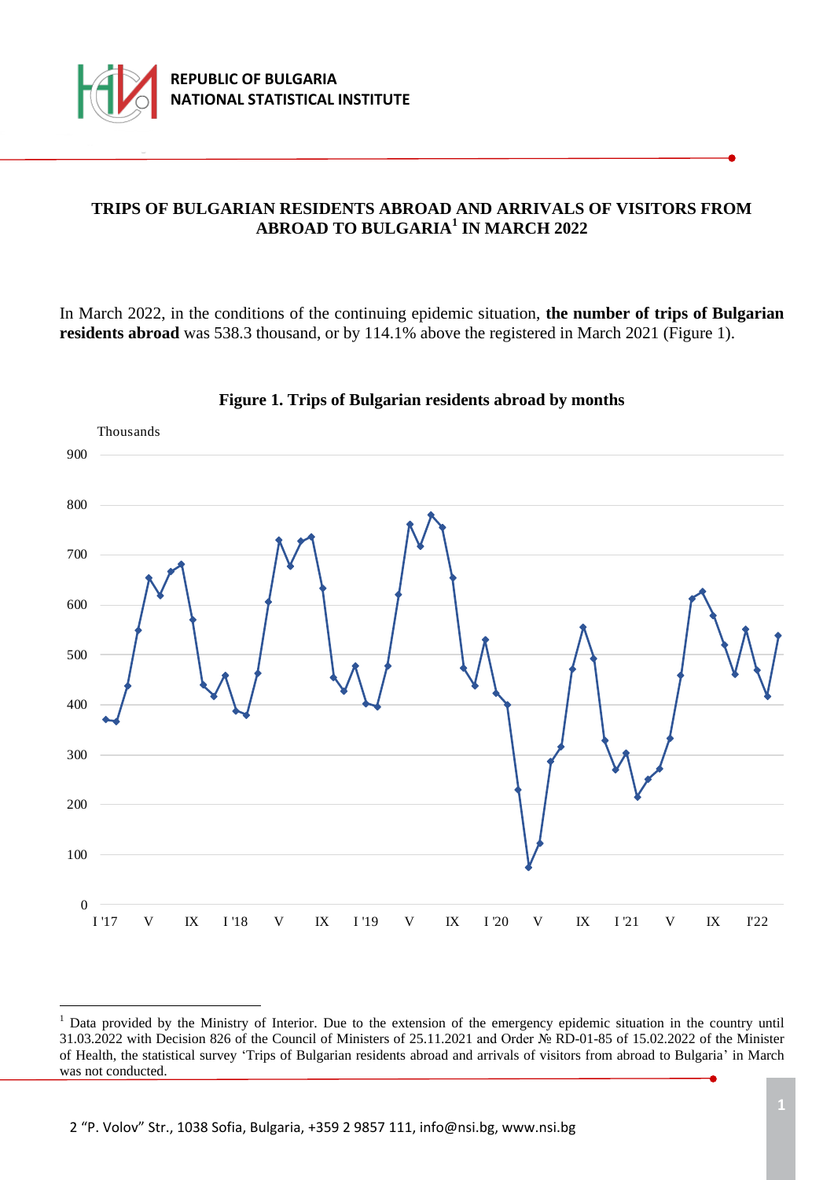# TRIPS OF BULGARIAN RESIDENTS ABROAD AND ARRIVALS OF VISITORS FROM ABROAD TO BULGARIA[1] IN MARCH 2022

In March 2022, in the conditions of the continuing epidemic situation, **the number of trips of Bulgarian residents abroad** was 538.3 thousand, or by 114.1% above the registered in March 2021 (Figure 1).

**Figure 1. Trips of Bulgarian residents abroad by months**

---

[1] Data provided by the Ministry of Interior. Due to the extension of the emergency epidemic situation in the country until 31.03.2022 with Decision 826 of the Council of Ministers of 25.11.2021 and Order № RD-01-85 of 15.02.2022 of the Minister of Health, the statistical survey 'Trips of Bulgarian residents abroad and arrivals of visitors from abroad to Bulgaria' in March was not conducted.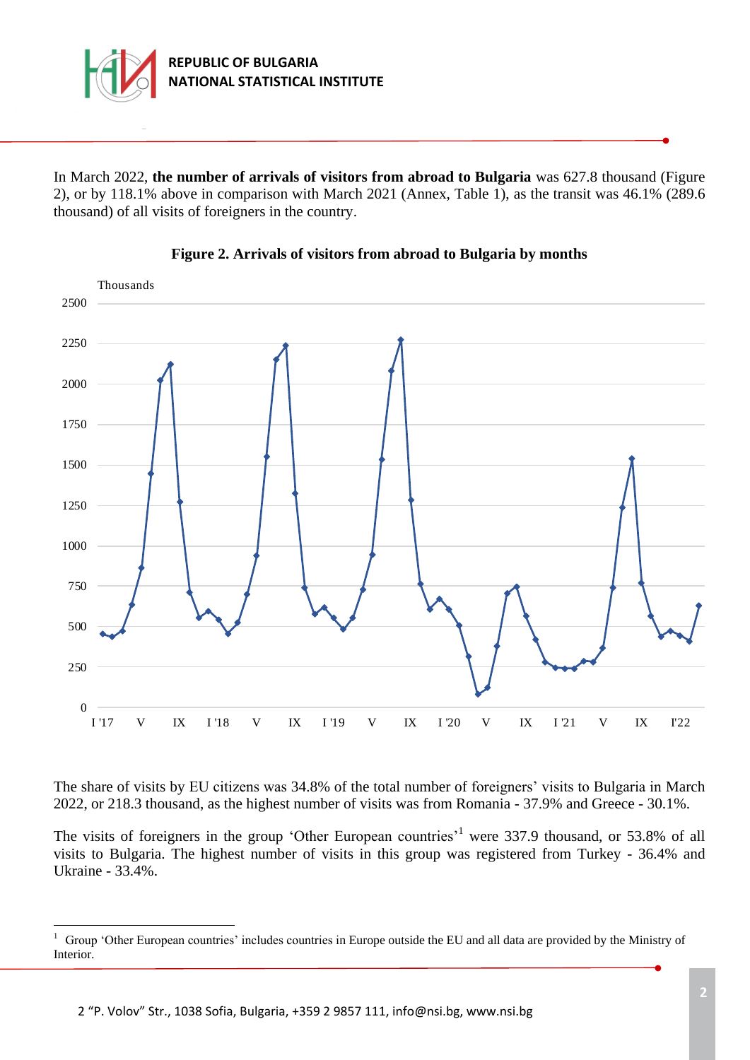In March 2022, **the number of arrivals of visitors from abroad to Bulgaria** was 627.8 thousand (Figure 2), or by 118.1% above in comparison with March 2021 (Annex, Table 1), as the transit was 46.1% (289.6 thousand) of all visits of foreigners in the country.

**Figure 2. Arrivals of visitors from abroad to Bulgaria by months**

The share of visits by EU citizens was 34.8% of the total number of foreigners' visits to Bulgaria in March 2022, or 218.3 thousand, as the highest number of visits was from Romania - 37.9% and Greece - 30.1%.

The visits of foreigners in the group 'Other European countries'[1] were 337.9 thousand, or 53.8% of all visits to Bulgaria. The highest number of visits in this group was registered from Turkey - 36.4% and Ukraine - 33.4%.

---

[1] Group 'Other European countries' includes countries in Europe outside the EU and all data are provided by the Ministry of Interior.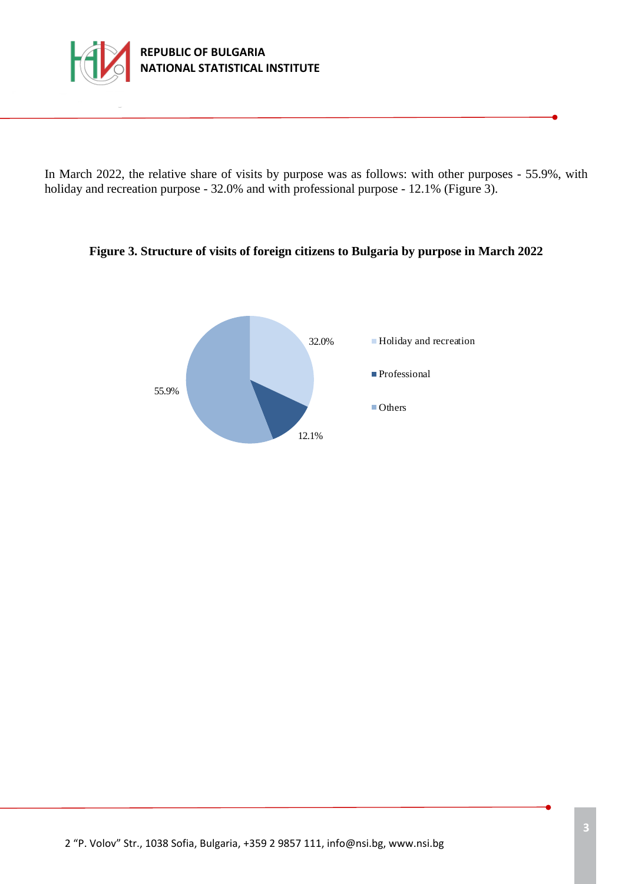In March 2022, the relative share of visits by purpose was as follows: with other purposes - 55.9%, with holiday and recreation purpose - 32.0% and with professional purpose - 12.1% (Figure 3).

**Figure 3. Structure of visits of foreign citizens to Bulgaria by purpose in March 2022**

| Purpose | Share |
|---|---|
| Holiday and recreation | 32.0% |
| Professional | 12.1% |
| Others | 55.9% |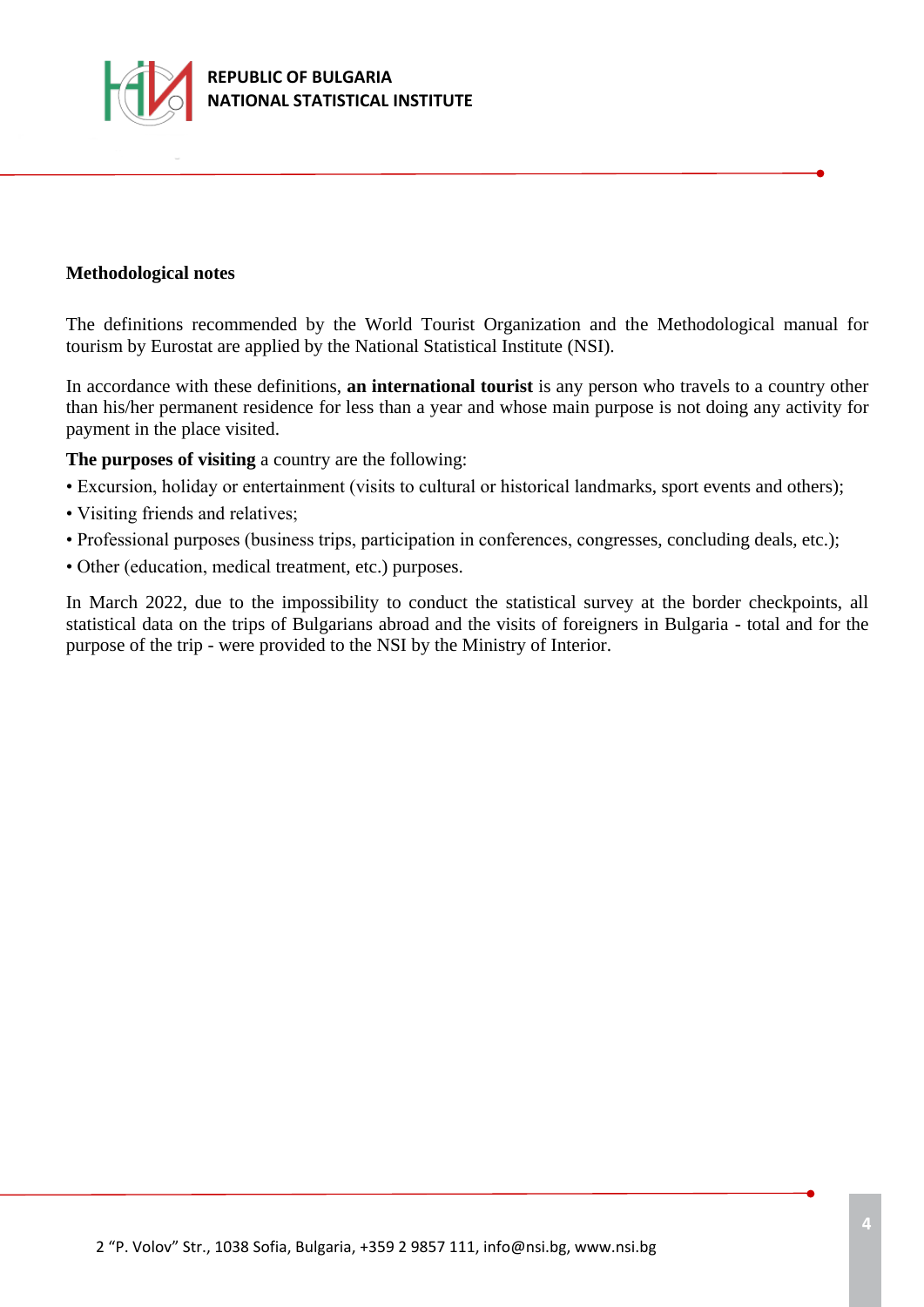## Methodological notes

The definitions recommended by the World Tourist Organization and the Methodological manual for tourism by Eurostat are applied by the National Statistical Institute (NSI).

In accordance with these definitions, **an international tourist** is any person who travels to a country other than his/her permanent residence for less than a year and whose main purpose is not doing any activity for payment in the place visited.

**The purposes of visiting** a country are the following:

- Excursion, holiday or entertainment (visits to cultural or historical landmarks, sport events and others);
- Visiting friends and relatives;
- Professional purposes (business trips, participation in conferences, congresses, concluding deals, etc.);
- Other (education, medical treatment, etc.) purposes.

In March 2022, due to the impossibility to conduct the statistical survey at the border checkpoints, all statistical data on the trips of Bulgarians abroad and the visits of foreigners in Bulgaria - total and for the purpose of the trip - were provided to the NSI by the Ministry of Interior.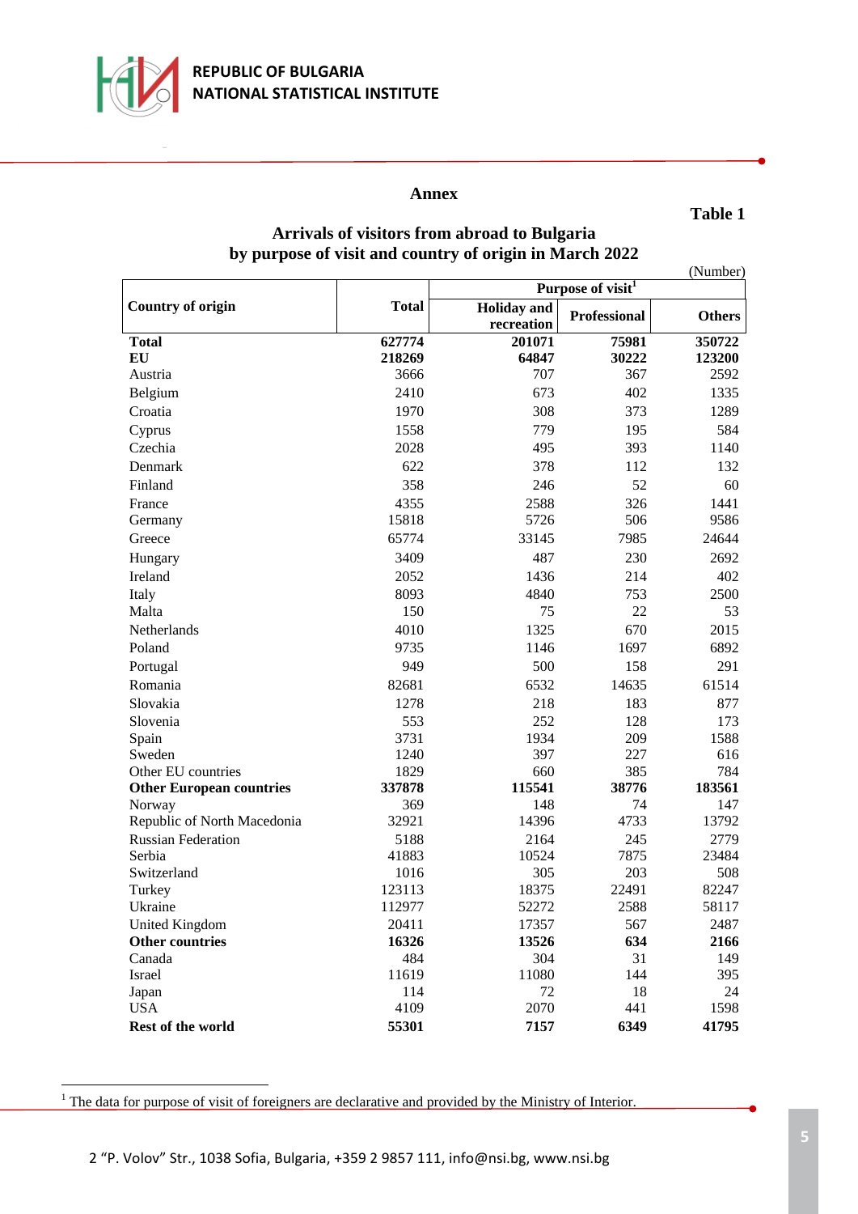## Annex

**Table 1**

### Arrivals of visitors from abroad to Bulgaria by purpose of visit and country of origin in March 2022

(Number)

| Country of origin | Total | Purpose of visit[1] | | |
|---|---|---|---|---|
| | | Holiday and recreation | Professional | Others |
| **Total** | **627774** | **201071** | **75981** | **350722** |
| **EU** | **218269** | **64847** | **30222** | **123200** |
| Austria | 3666 | 707 | 367 | 2592 |
| Belgium | 2410 | 673 | 402 | 1335 |
| Croatia | 1970 | 308 | 373 | 1289 |
| Cyprus | 1558 | 779 | 195 | 584 |
| Czechia | 2028 | 495 | 393 | 1140 |
| Denmark | 622 | 378 | 112 | 132 |
| Finland | 358 | 246 | 52 | 60 |
| France | 4355 | 2588 | 326 | 1441 |
| Germany | 15818 | 5726 | 506 | 9586 |
| Greece | 65774 | 33145 | 7985 | 24644 |
| Hungary | 3409 | 487 | 230 | 2692 |
| Ireland | 2052 | 1436 | 214 | 402 |
| Italy | 8093 | 4840 | 753 | 2500 |
| Malta | 150 | 75 | 22 | 53 |
| Netherlands | 4010 | 1325 | 670 | 2015 |
| Poland | 9735 | 1146 | 1697 | 6892 |
| Portugal | 949 | 500 | 158 | 291 |
| Romania | 82681 | 6532 | 14635 | 61514 |
| Slovakia | 1278 | 218 | 183 | 877 |
| Slovenia | 553 | 252 | 128 | 173 |
| Spain | 3731 | 1934 | 209 | 1588 |
| Sweden | 1240 | 397 | 227 | 616 |
| Other EU countries | 1829 | 660 | 385 | 784 |
| **Other European countries** | **337878** | **115541** | **38776** | **183561** |
| Norway | 369 | 148 | 74 | 147 |
| Republic of North Macedonia | 32921 | 14396 | 4733 | 13792 |
| Russian Federation | 5188 | 2164 | 245 | 2779 |
| Serbia | 41883 | 10524 | 7875 | 23484 |
| Switzerland | 1016 | 305 | 203 | 508 |
| Turkey | 123113 | 18375 | 22491 | 82247 |
| Ukraine | 112977 | 52272 | 2588 | 58117 |
| United Kingdom | 20411 | 17357 | 567 | 2487 |
| **Other countries** | **16326** | **13526** | **634** | **2166** |
| Canada | 484 | 304 | 31 | 149 |
| Israel | 11619 | 11080 | 144 | 395 |
| Japan | 114 | 72 | 18 | 24 |
| USA | 4109 | 2070 | 441 | 1598 |
| **Rest of the world** | **55301** | **7157** | **6349** | **41795** |

[1] The data for purpose of visit of foreigners are declarative and provided by the Ministry of Interior.